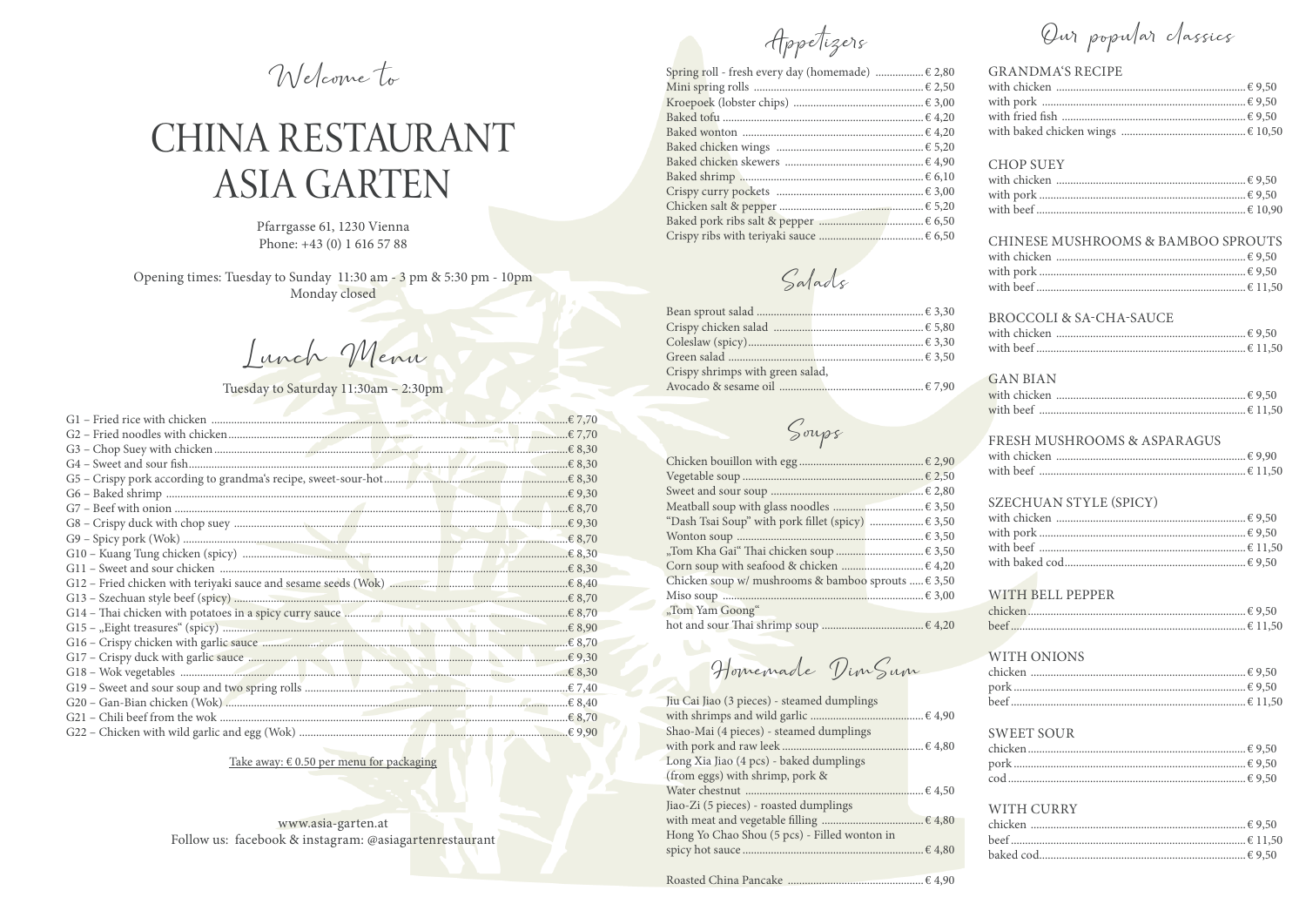Welcome to

# CHINA RESTAURANT ASIA GARTEN

Pfarrgasse 61, 1230 Vienna
Phone: +43 (0) 1 616 57 88

Opening times: Tuesday to Sunday 11:30 am - 3 pm & 5:30 pm - 10pm
Monday closed

## Lunch Menu

Tuesday to Saturday 11:30am – 2:30pm

| Dish | Price |
|---|---|
| G1 – Fried rice with chicken | € 7,70 |
| G2 – Fried noodles with chicken | € 7,70 |
| G3 – Chop Suey with chicken | € 8,30 |
| G4 – Sweet and sour fish | € 8,30 |
| G5 – Crispy pork according to grandma's recipe, sweet-sour-hot | € 8,30 |
| G6 – Baked shrimp | € 9,30 |
| G7 – Beef with onion | € 8,70 |
| G8 – Crispy duck with chop suey | € 9,30 |
| G9 – Spicy pork (Wok) | € 8,70 |
| G10 – Kuang Tung chicken (spicy) | € 8,30 |
| G11 – Sweet and sour chicken | € 8,30 |
| G12 – Fried chicken with teriyaki sauce and sesame seeds (Wok) | € 8,40 |
| G13 – Szechuan style beef (spicy) | € 8,70 |
| G14 – Thai chicken with potatoes in a spicy curry sauce | € 8,70 |
| G15 – „Eight treasures“ (spicy) | € 8,90 |
| G16 – Crispy chicken with garlic sauce | € 8,70 |
| G17 – Crispy duck with garlic sauce | € 9,30 |
| G18 – Wok vegetables | € 8,30 |
| G19 – Sweet and sour soup and two spring rolls | € 7,40 |
| G20 – Gan-Bian chicken (Wok) | € 8,40 |
| G21 – Chili beef from the wok | € 8,70 |
| G22 – Chicken with wild garlic and egg (Wok) | € 9,90 |

Take away: € 0.50 per menu for packaging

www.asia-garten.at
Follow us: facebook & instagram: @asiagartenrestaurant

## Appetizers

| Dish | Price |
|---|---|
| Spring roll - fresh every day (homemade) | € 2,80 |
| Mini spring rolls | € 2,50 |
| Kroepoek (lobster chips) | € 3,00 |
| Baked tofu | € 4,20 |
| Baked wonton | € 4,20 |
| Baked chicken wings | € 5,20 |
| Baked chicken skewers | € 4,90 |
| Baked shrimp | € 6,10 |
| Crispy curry pockets | € 3,00 |
| Chicken salt & pepper | € 5,20 |
| Baked pork ribs salt & pepper | € 6,50 |
| Crispy ribs with teriyaki sauce | € 6,50 |

## Salads

| Dish | Price |
|---|---|
| Bean sprout salad | € 3,30 |
| Crispy chicken salad | € 5,80 |
| Coleslaw (spicy) | € 3,30 |
| Green salad | € 3,50 |
| Crispy shrimps with green salad, Avocado & sesame oil | € 7,90 |

## Soups

| Dish | Price |
|---|---|
| Chicken bouillon with egg | € 2,90 |
| Vegetable soup | € 2,50 |
| Sweet and sour soup | € 2,80 |
| Meatball soup with glass noodles | € 3,50 |
| "Dash Tsai Soup" with pork fillet (spicy) | € 3,50 |
| Wonton soup | € 3,50 |
| „Tom Kha Gai“ Thai chicken soup | € 3,50 |
| Corn soup with seafood & chicken | € 4,20 |
| Chicken soup w/ mushrooms & bamboo sprouts | € 3,50 |
| Miso soup | € 3,00 |
| „Tom Yam Goong“ hot and sour Thai shrimp soup | € 4,20 |

## Homemade DimSum

| Dish | Price |
|---|---|
| Jiu Cai Jiao (3 pieces) - steamed dumplings with shrimps and wild garlic | € 4,90 |
| Shao-Mai (4 pieces) - steamed dumplings with pork and raw leek | € 4,80 |
| Long Xia Jiao (4 pcs) - baked dumplings (from eggs) with shrimp, pork & Water chestnut | € 4,50 |
| Jiao-Zi (5 pieces) - roasted dumplings with meat and vegetable filling | € 4,80 |
| Hong Yo Chao Shou (5 pcs) - Filled wonton in spicy hot sauce | € 4,80 |
| Roasted China Pancake | € 4,90 |

## Our popular classics

### GRANDMA'S RECIPE

| Dish | Price |
|---|---|
| with chicken | € 9,50 |
| with pork | € 9,50 |
| with fried fish | € 9,50 |
| with baked chicken wings | € 10,50 |

### CHOP SUEY

| Dish | Price |
|---|---|
| with chicken | € 9,50 |
| with pork | € 9,50 |
| with beef | € 10,90 |

### CHINESE MUSHROOMS & BAMBOO SPROUTS

| Dish | Price |
|---|---|
| with chicken | € 9,50 |
| with pork | € 9,50 |
| with beef | € 11,50 |

### BROCCOLI & SA-CHA-SAUCE

| Dish | Price |
|---|---|
| with chicken | € 9,50 |
| with beef | € 11,50 |

### GAN BIAN

| Dish | Price |
|---|---|
| with chicken | € 9,50 |
| with beef | € 11,50 |

### FRESH MUSHROOMS & ASPARAGUS

| Dish | Price |
|---|---|
| with chicken | € 9,90 |
| with beef | € 11,50 |

### SZECHUAN STYLE (SPICY)

| Dish | Price |
|---|---|
| with chicken | € 9,50 |
| with pork | € 9,50 |
| with beef | € 11,50 |
| with baked cod | € 9,50 |

### WITH BELL PEPPER

| Dish | Price |
|---|---|
| chicken | € 9,50 |
| beef | € 11,50 |

### WITH ONIONS

| Dish | Price |
|---|---|
| chicken | € 9,50 |
| pork | € 9,50 |
| beef | € 11,50 |

### SWEET SOUR

| Dish | Price |
|---|---|
| chicken | € 9,50 |
| pork | € 9,50 |
| cod | € 9,50 |

### WITH CURRY

| Dish | Price |
|---|---|
| chicken | € 9,50 |
| beef | € 11,50 |
| baked cod | € 9,50 |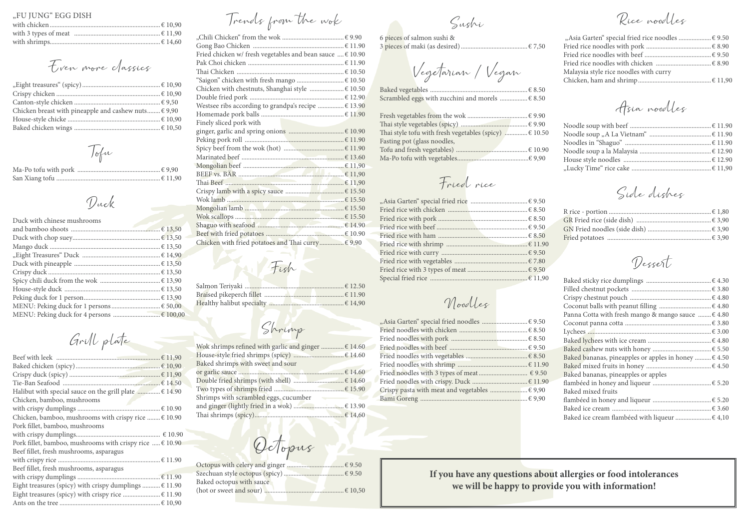## „FU JUNG“ EGG DISH

| | |
|---|---|
| with chicken | € 10,90 |
| with 3 types of meat | € 11,90 |
| with shrimps | € 14,60 |

## Even more classics

| | |
|---|---|
| „Eight treasures“ (spicy) | € 10,90 |
| Crispy chicken | € 10,90 |
| Canton-style chicken | € 9,50 |
| Chicken breast with pineapple and cashew nuts | € 9,90 |
| House-style chicke | € 10,90 |
| Baked chicken wings | € 10,50 |

## Tofu

| | |
|---|---|
| Ma-Po tofu with pork | € 9,90 |
| San Xiang tofu | € 11,90 |

## Duck

| | |
|---|---|
| Duck with chinese mushrooms and bamboo shoots | € 13,50 |
| Duck with chop suey | € 13,50 |
| Mango duck | € 13,50 |
| „Eight Treasures“ Duck | € 14,90 |
| Duck with pineapple | € 13,50 |
| Crispy duck | € 13,50 |
| Spicy chili duck from the wok | € 13,90 |
| House-style duck | € 13,50 |
| Peking duck for 1 person | € 13,90 |
| MENU: Peking duck for 1 persons | € 50,00 |
| MENU: Peking duck for 4 persons | € 100,00 |

## Grill plate

| | |
|---|---|
| Beef with leek | € 11,90 |
| Baked chicken (spicy) | € 10,90 |
| Crispy duck (spicy) | € 11,90 |
| Tie-Ban Seafood | € 14.50 |
| Halibut with special sauce on the grill plate | € 14.90 |
| Chicken, bamboo, mushrooms with crispy dumplings | € 10.90 |
| Chicken, bamboo, mushrooms with crispy rice | € 10.90 |
| Pork fillet, bamboo, mushrooms with crispy dumplings | € 10.90 |
| Pork fillet, bamboo, mushrooms with crispy rice | € 10.90 |
| Beef fillet, fresh mushrooms, asparagus with crispy rice | € 11.90 |
| Beef fillet, fresh mushrooms, asparagus with crispy dumplings | € 11.90 |
| Eight treasures (spicy) with crispy dumplings | € 11.90 |
| Eight treasures (spicy) with crispy rice | € 11.90 |
| Ants on the tree | € 10,90 |

## Trends from the wok

| | |
|---|---|
| „Chili Chicken“ from the wok | € 9.90 |
| Gong Bao Chicken | € 11.90 |
| Fried chicken w/ fresh vegetables and bean sauce | € 10.90 |
| Pak Choi chicken | € 11.90 |
| Thai Chicken | € 10.50 |
| "Saigon" chicken with fresh mango | € 10.50 |
| Chicken with chestnuts, Shanghai style | € 10.50 |
| Double fried pork | € 12.90 |
| Westsee ribs according to grandpa's recipe | € 13.90 |
| Homemade pork balls | € 11.90 |
| Finely sliced pork with ginger, garlic and spring onions | € 10.90 |
| Peking pork roll | € 11.90 |
| Spicy beef from the wok (hot) | € 11.90 |
| Marinated beef | € 13.60 |
| Mongolian beef | € 11,90 |
| BEEF VS. BÄR | € 11,90 |
| Thai Beef | € 11,90 |
| Crispy lamb with a spicy sauce | € 15.50 |
| Wok lamb | € 15.50 |
| Mongolian lamb | € 15.50 |
| Wok scallops | € 15.50 |
| Shaguo with seafood | € 14.90 |
| Beef with fried potatoes | € 10.90 |
| Chicken with fried potatoes and Thai curry | € 9,90 |

## Fish

| | |
|---|---|
| Salmon Teriyaki | € 12.50 |
| Braised pikeperch fillet | € 11.90 |
| Healthy halibut specialty | € 14,90 |

## Shrimp

| | |
|---|---|
| Wok shrimps refined with garlic and ginger | € 14.60 |
| House-style fried shrimps (spicy) | € 14.60 |
| Baked shrimps with sweet and sour or garlic sauce | € 14.60 |
| Double fried shrimps (with shell) | € 14.60 |
| Two types of shrimps fried | € 15.90 |
| Shrimps with scrambled eggs, cucumber and ginger (lightly fried in a wok) | € 13.90 |
| Thai shrimps (spicy) | € 14,60 |

## Octopus

| | |
|---|---|
| Octopus with celery and ginger | € 9.50 |
| Szechuan style octopus (spicy) | € 9.50 |
| Baked octopus with sauce (hot or sweet and sour) | € 10,50 |

## Sushi

| | |
|---|---|
| 6 pieces of salmon sushi & 3 pieces of maki (as desired) | € 7,50 |

## Vegetarian / Vegan

| | |
|---|---|
| Baked vegetables | € 8.50 |
| Scrambled eggs with zucchini and morels | € 8.50 |
| Fresh vegetables from the wok | € 9.90 |
| Thai style vegetables (spicy) | € 9.90 |
| Thai style tofu with fresh vegetables (spicy) | € 10.50 |
| Fasting pot (glass noodles, Tofu and fresh vegetables) | € 10.90 |
| Ma-Po tofu with vegetables | € 9,90 |

## Fried rice

| | |
|---|---|
| „Asia Garten“ special fried rice | € 9.50 |
| Fried rice with chicken | € 8.50 |
| Fried rice with pork | € 8.50 |
| Fried rice with beef | € 9.50 |
| Fried rice with ham | € 8.50 |
| Fried rice with shrimp | € 11.90 |
| Fried rice with curry | € 9.50 |
| Fried rice with vegetables | € 7.80 |
| Fried rice with 3 types of meat | € 9.50 |
| Special fried rice | € 11,90 |

## Noodles

| | |
|---|---|
| „Asia Garten“ special fried noodles | € 9.50 |
| Fried noodles with chicken | € 8.50 |
| Fried noodles with pork | € 8.50 |
| Fried noodles with beef | € 9.50 |
| Fried noodles with vegetables | € 8.50 |
| Fried noodles with shrimp | € 11.90 |
| Fried noodles with 3 types of meat | € 9.50 |
| Fried noodles with crispy. Duck | € 11.90 |
| Crispy pasta with meat and vegetables | € 9,90 |
| Bami Goreng | € 9,90 |

## Rice noodles

| | |
|---|---|
| „Asia Garten“ special fried rice noodles | € 9.50 |
| Fried rice noodles with pork | € 8.90 |
| Fried rice noodles with beef | € 9.50 |
| Fried rice noodles with chicken | € 8.90 |
| Malaysia style rice noodles with curry Chicken, ham and shrimp | € 11,90 |

## Asia noodles

| | |
|---|---|
| Noodle soup with beef | € 11.90 |
| Noodle soup „A La Vietnam“ | € 11.90 |
| Noodles in "Shaguo" | € 11.90 |
| Noodle soup a la Malaysia | € 12.90 |
| House style noodles | € 12.90 |
| „Lucky Time“ rice cake | € 11,90 |

## Side dishes

| | |
|---|---|
| R rice - portion | € 1,80 |
| GR Fried rice (side dish) | € 3,90 |
| GN Fried noodles (side dish) | € 3,90 |
| Fried potatoes | € 3,90 |

## Dessert

| | |
|---|---|
| Baked sticky rice dumplings | € 4.30 |
| Filled chestnut pockets | € 3.80 |
| Crispy chestnut pouch | € 4.80 |
| Coconut balls with peanut filling | € 4.80 |
| Panna Cotta with fresh mango & mango sauce | € 4.80 |
| Coconut panna cotta | € 3.80 |
| Lychees | € 3.00 |
| Baked lychees with ice cream | € 4.80 |
| Baked cashew nuts with honey | € 5.50 |
| Baked bananas, pineapples or apples in honey | € 4.50 |
| Baked mixed fruits in honey | € 4.50 |
| Baked bananas, pineapples or apples flambéed in honey and liqueur | € 5.20 |
| Baked mixed fruits flambéed in honey and liqueur | € 5.20 |
| Baked ice cream | € 3.60 |
| Baked ice cream flambéed with liqueur | € 4,10 |

**If you have any questions about allergies or food intolerances we will be happy to provide you with information!**